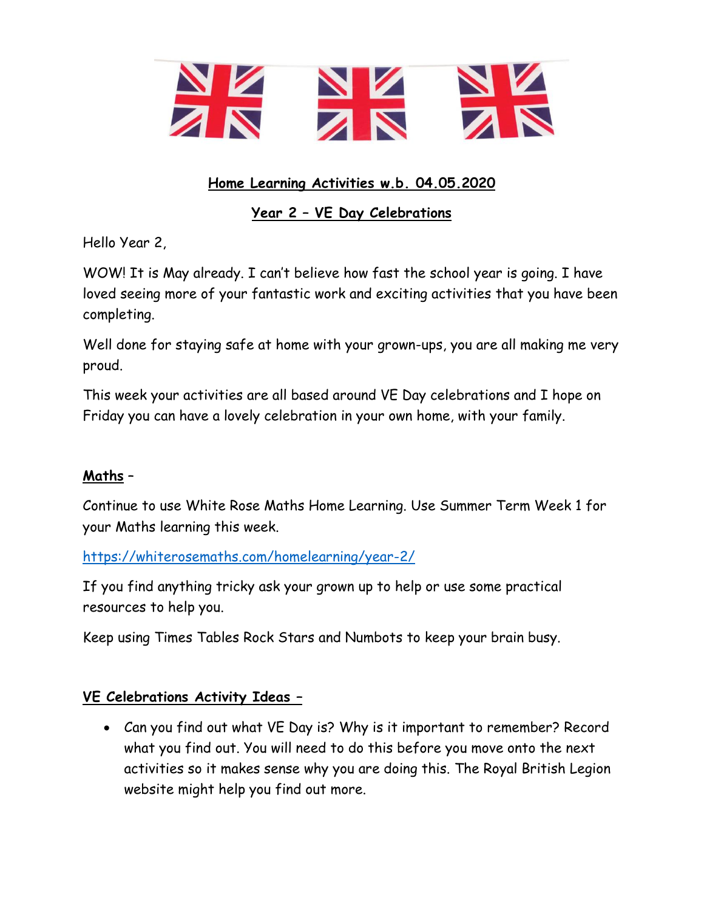## Home Learning Activities w.b. 04.05.2020

## Year 2 – VE Day Celebrations

Hello Year 2,

WOW! It is May already. I can't believe how fast the school year is going. I have loved seeing more of your fantastic work and exciting activities that you have been completing.

Well done for staying safe at home with your grown-ups, you are all making me very proud.

This week your activities are all based around VE Day celebrations and I hope on Friday you can have a lovely celebration in your own home, with your family.

**Maths** –

Continue to use White Rose Maths Home Learning. Use Summer Term Week 1 for your Maths learning this week.

https://whiterosemaths.com/homelearning/year-2/

If you find anything tricky ask your grown up to help or use some practical resources to help you.

Keep using Times Tables Rock Stars and Numbots to keep your brain busy.

**VE Celebrations Activity Ideas** –

- Can you find out what VE Day is? Why is it important to remember? Record what you find out. You will need to do this before you move onto the next activities so it makes sense why you are doing this. The Royal British Legion website might help you find out more.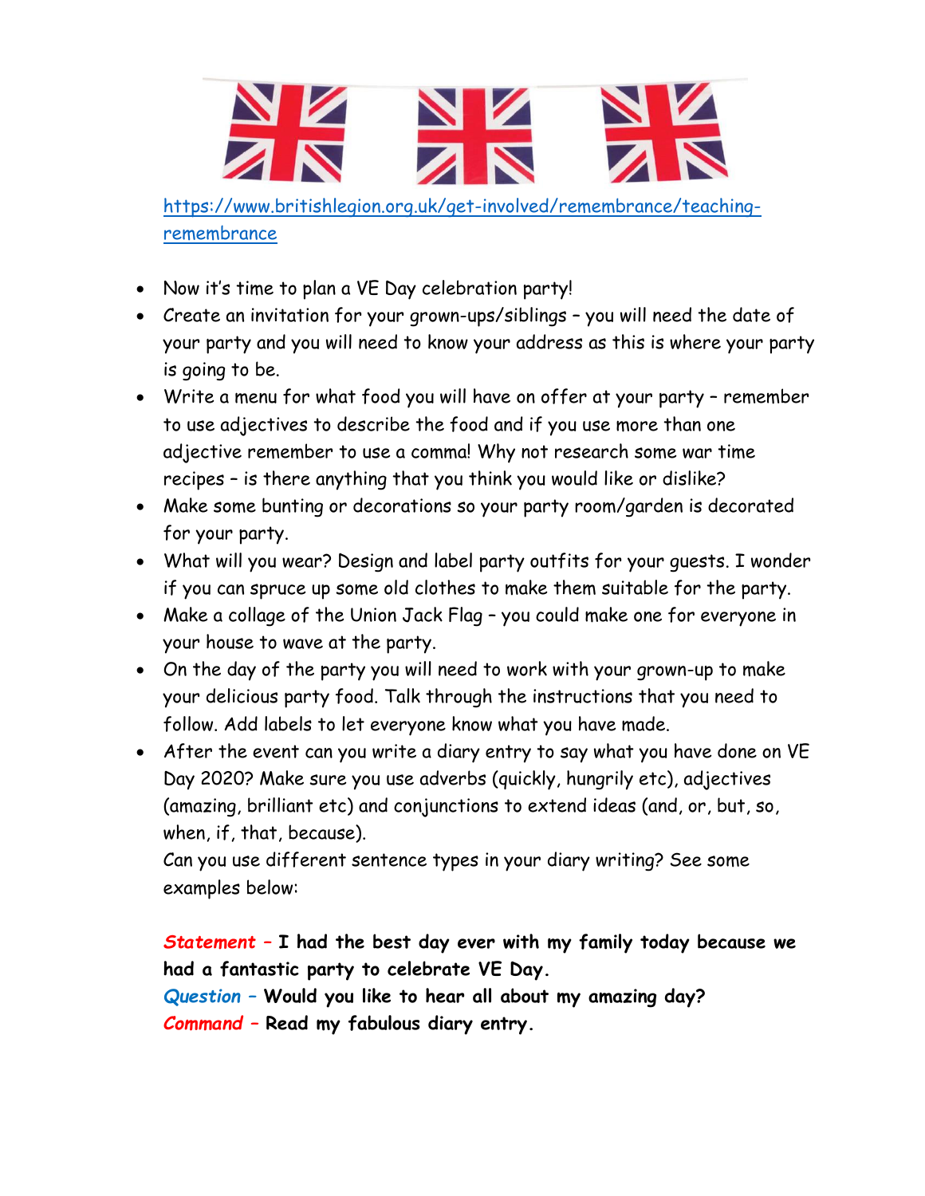https://www.britishlegion.org.uk/get-involved/remembrance/teaching-remembrance

- Now it's time to plan a VE Day celebration party!
- Create an invitation for your grown-ups/siblings – you will need the date of your party and you will need to know your address as this is where your party is going to be.
- Write a menu for what food you will have on offer at your party – remember to use adjectives to describe the food and if you use more than one adjective remember to use a comma! Why not research some war time recipes – is there anything that you think you would like or dislike?
- Make some bunting or decorations so your party room/garden is decorated for your party.
- What will you wear? Design and label party outfits for your guests. I wonder if you can spruce up some old clothes to make them suitable for the party.
- Make a collage of the Union Jack Flag – you could make one for everyone in your house to wave at the party.
- On the day of the party you will need to work with your grown-up to make your delicious party food. Talk through the instructions that you need to follow. Add labels to let everyone know what you have made.
- After the event can you write a diary entry to say what you have done on VE Day 2020? Make sure you use adverbs (quickly, hungrily etc), adjectives (amazing, brilliant etc) and conjunctions to extend ideas (and, or, but, so, when, if, that, because).

  Can you use different sentence types in your diary writing? See some examples below:

  ***Statement*** – **I had the best day ever with my family today because we had a fantastic party to celebrate VE Day.**

  ***Question*** – **Would you like to hear all about my amazing day?**

  ***Command*** – **Read my fabulous diary entry.**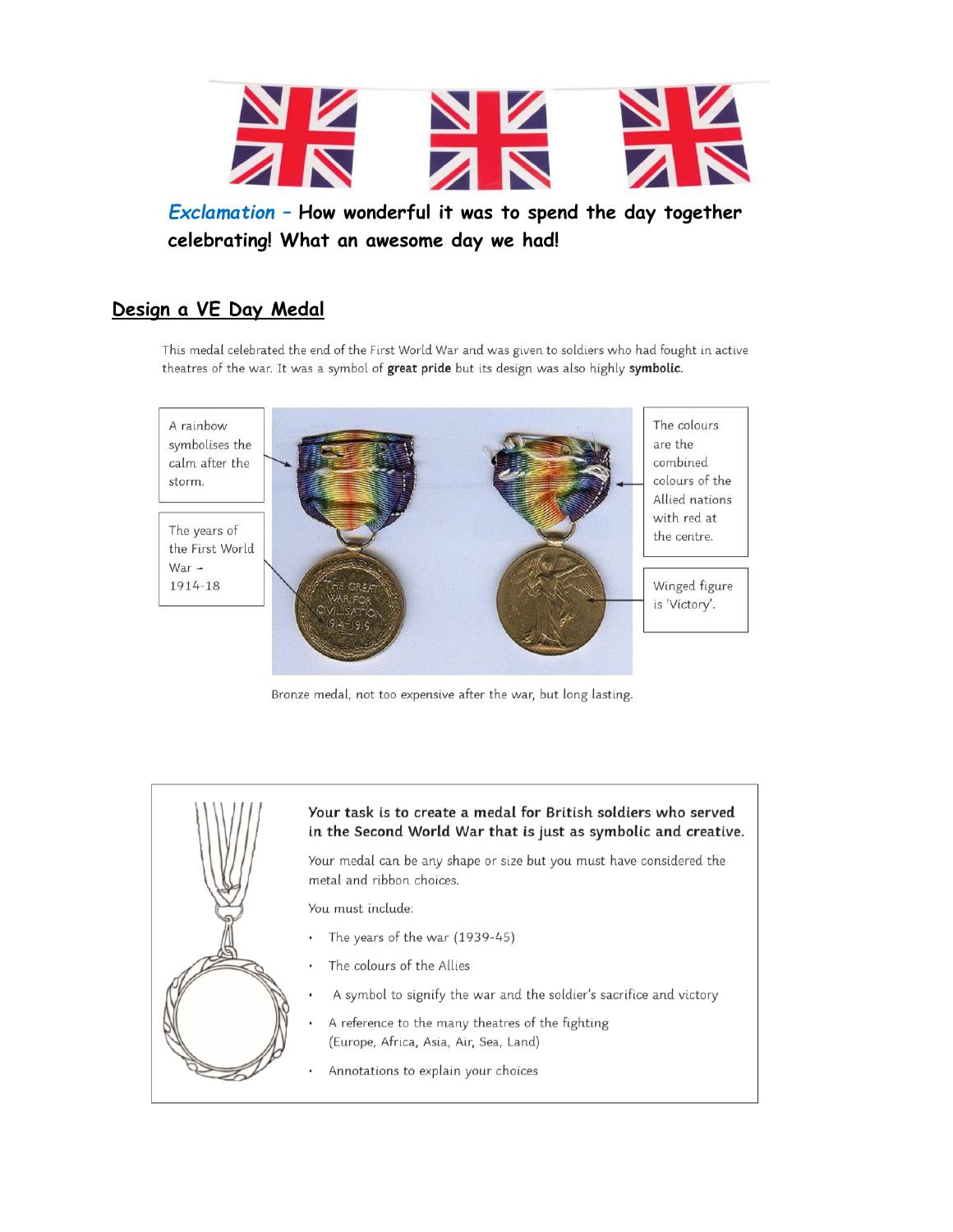*Exclamation* – **How wonderful it was to spend the day together celebrating! What an awesome day we had!**

## Design a VE Day Medal

This medal celebrated the end of the First World War and was given to soldiers who had fought in active theatres of the war. It was a symbol of **great pride** but its design was also highly **symbolic.**

A rainbow symbolises the calm after the storm.

The years of the First World War – 1914-18

The colours are the combined colours of the Allied nations with red at the centre.

Winged figure is 'Victory'.

Bronze medal, not too expensive after the war, but long lasting.

**Your task is to create a medal for British soldiers who served in the Second World War that is just as symbolic and creative.**

Your medal can be any shape or size but you must have considered the metal and ribbon choices.

You must include:

- The years of the war (1939-45)
- The colours of the Allies
- A symbol to signify the war and the soldier's sacrifice and victory
- A reference to the many theatres of the fighting (Europe, Africa, Asia, Air, Sea, Land)
- Annotations to explain your choices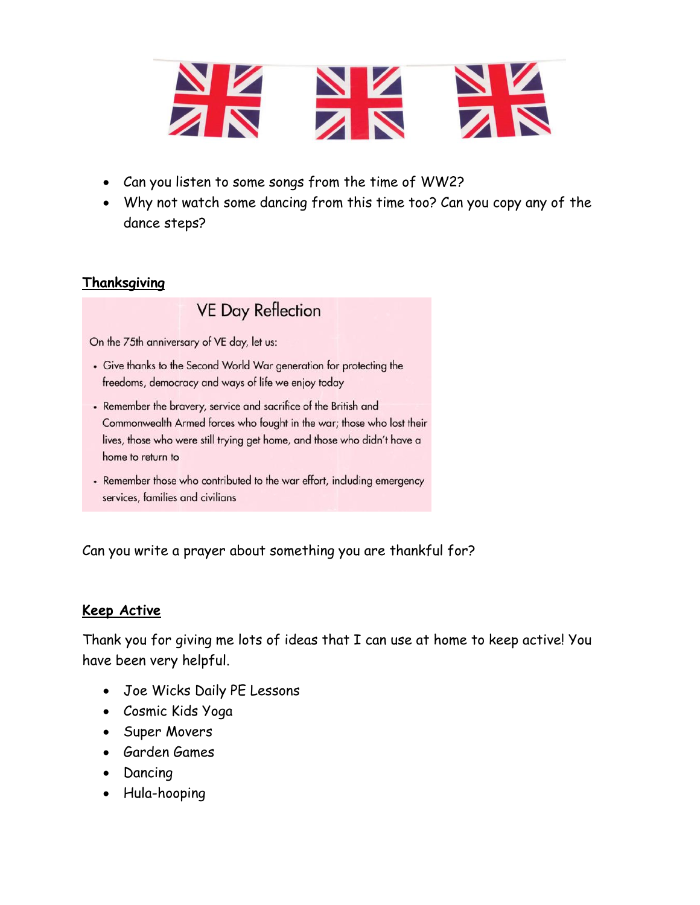- Can you listen to some songs from the time of WW2?
- Why not watch some dancing from this time too? Can you copy any of the dance steps?

**Thanksgiving**

## VE Day Reflection

On the 75th anniversary of VE day, let us:

- Give thanks to the Second World War generation for protecting the freedoms, democracy and ways of life we enjoy today
- Remember the bravery, service and sacrifice of the British and Commonwealth Armed forces who fought in the war; those who lost their lives, those who were still trying get home, and those who didn't have a home to return to
- Remember those who contributed to the war effort, including emergency services, families and civilians

Can you write a prayer about something you are thankful for?

**Keep Active**

Thank you for giving me lots of ideas that I can use at home to keep active! You have been very helpful.

- Joe Wicks Daily PE Lessons
- Cosmic Kids Yoga
- Super Movers
- Garden Games
- Dancing
- Hula-hooping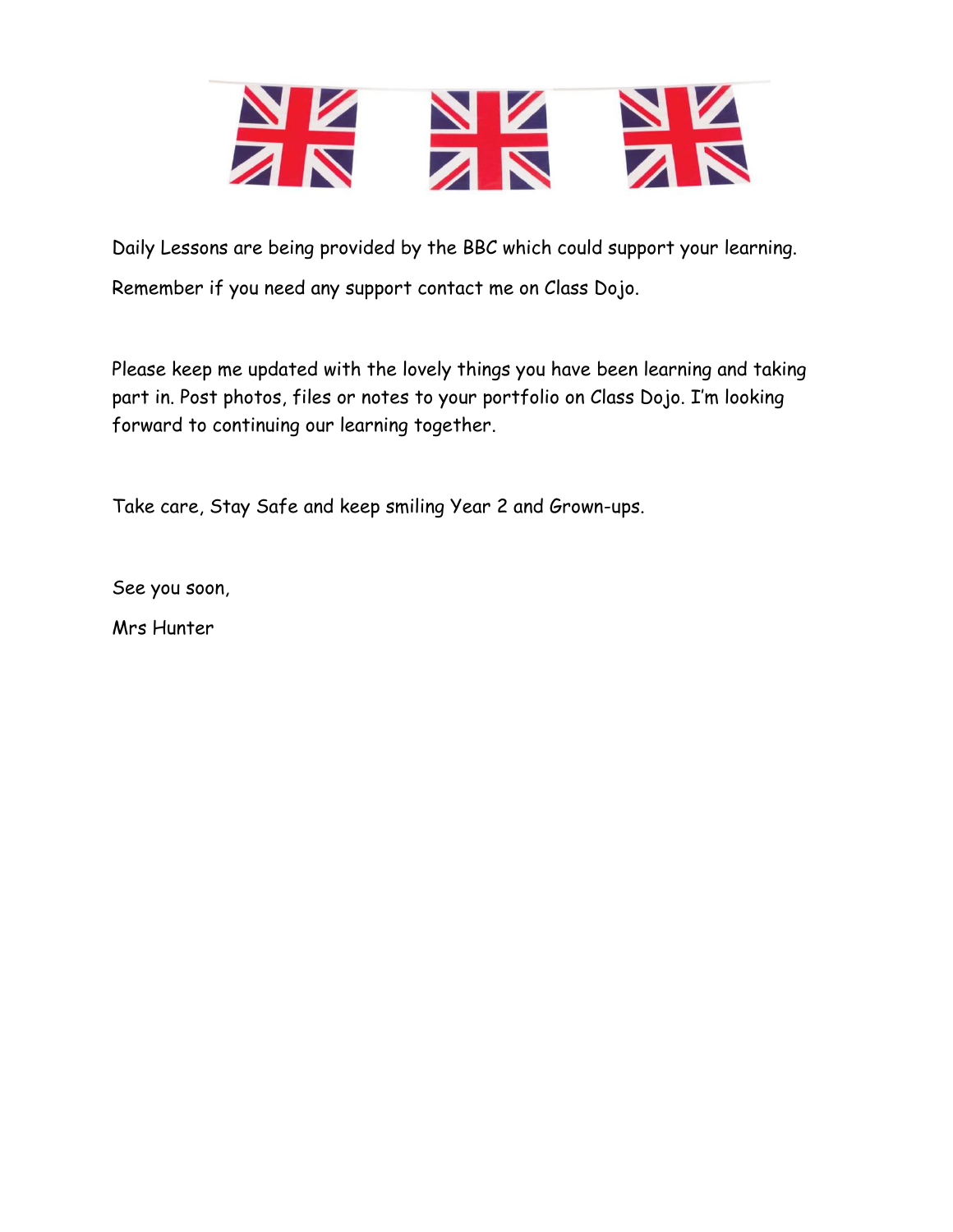Daily Lessons are being provided by the BBC which could support your learning.

Remember if you need any support contact me on Class Dojo.

Please keep me updated with the lovely things you have been learning and taking part in. Post photos, files or notes to your portfolio on Class Dojo. I'm looking forward to continuing our learning together.

Take care, Stay Safe and keep smiling Year 2 and Grown-ups.

See you soon,

Mrs Hunter